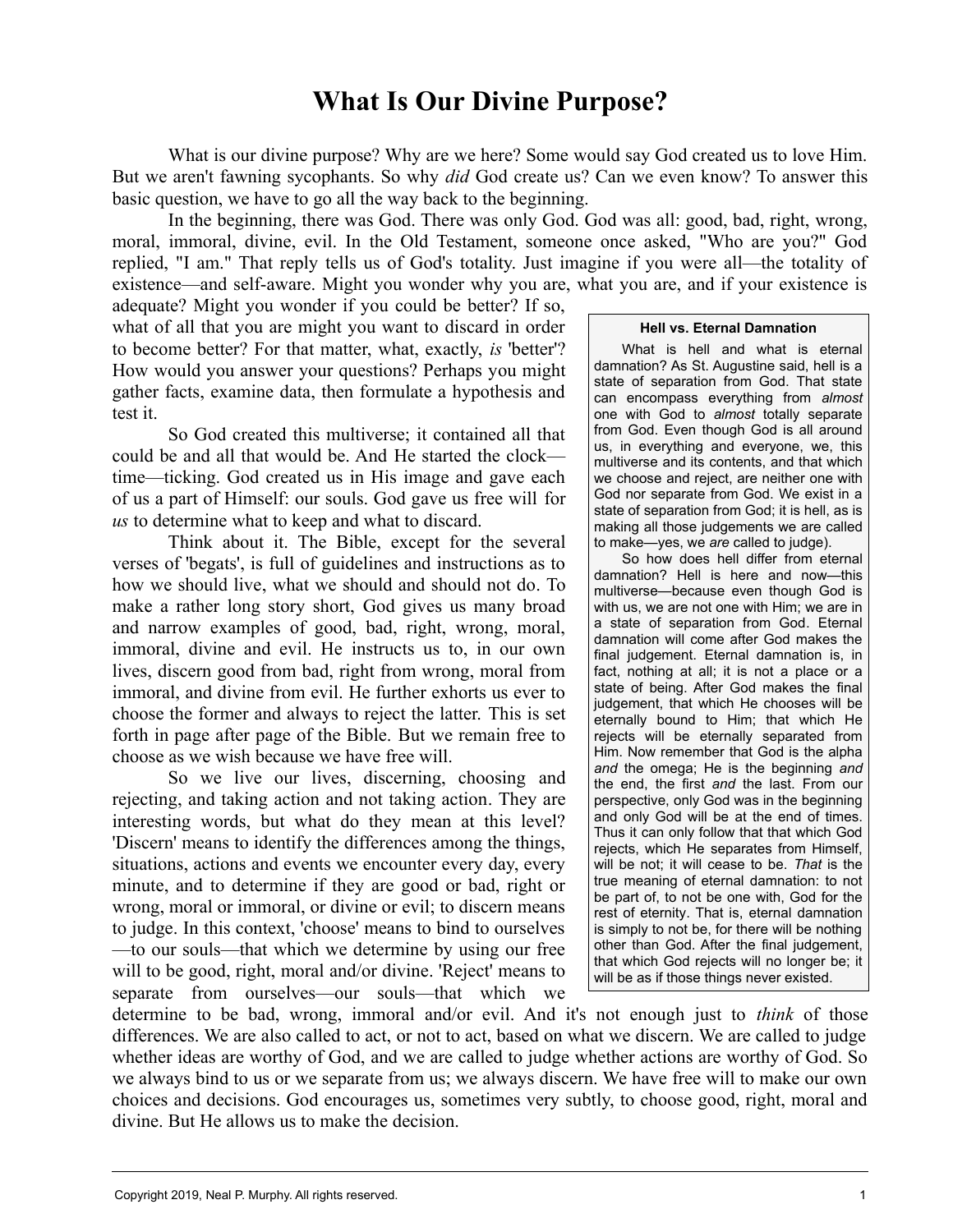# What Is Our Divine Purpose?

What is our divine purpose? Why are we here? Some would say God created us to love Him. But we aren't fawning sycophants. So why *did* God create us? Can we even know? To answer this basic question, we have to go all the way back to the beginning.

In the beginning, there was God. There was only God. God was all: good, bad, right, wrong, moral, immoral, divine, evil. In the Old Testament, someone once asked, "Who are you?" God replied, "I am." That reply tells us of God's totality. Just imagine if you were all—the totality of existence—and self-aware. Might you wonder why you are, what you are, and if your existence is adequate? Might you wonder if you could be better? If so, what of all that you are might you want to discard in order to become better? For that matter, what, exactly, *is* 'better'? How would you answer your questions? Perhaps you might gather facts, examine data, then formulate a hypothesis and test it.

So God created this multiverse; it contained all that could be and all that would be. And He started the clock—time—ticking. God created us in His image and gave each of us a part of Himself: our souls. God gave us free will for *us* to determine what to keep and what to discard.

Think about it. The Bible, except for the several verses of 'begats', is full of guidelines and instructions as to how we should live, what we should and should not do. To make a rather long story short, God gives us many broad and narrow examples of good, bad, right, wrong, moral, immoral, divine and evil. He instructs us to, in our own lives, discern good from bad, right from wrong, moral from immoral, and divine from evil. He further exhorts us ever to choose the former and always to reject the latter. This is set forth in page after page of the Bible. But we remain free to choose as we wish because we have free will.

So we live our lives, discerning, choosing and rejecting, and taking action and not taking action. They are interesting words, but what do they mean at this level? 'Discern' means to identify the differences among the things, situations, actions and events we encounter every day, every minute, and to determine if they are good or bad, right or wrong, moral or immoral, or divine or evil; to discern means to judge. In this context, 'choose' means to bind to ourselves—to our souls—that which we determine by using our free will to be good, right, moral and/or divine. 'Reject' means to separate from ourselves—our souls—that which we determine to be bad, wrong, immoral and/or evil. And it's not enough just to *think* of those differences. We are also called to act, or not to act, based on what we discern. We are called to judge whether ideas are worthy of God, and we are called to judge whether actions are worthy of God. So we always bind to us or we separate from us; we always discern. We have free will to make our own choices and decisions. God encourages us, sometimes very subtly, to choose good, right, moral and divine. But He allows us to make the decision.

**Hell vs. Eternal Damnation**

What is hell and what is eternal damnation? As St. Augustine said, hell is a state of separation from God. That state can encompass everything from *almost* one with God to *almost* totally separate from God. Even though God is all around us, in everything and everyone, we, this multiverse and its contents, and that which we choose and reject, are neither one with God nor separate from God. We exist in a state of separation from God; it is hell, as is making all those judgements we are called to make—yes, we *are* called to judge).

So how does hell differ from eternal damnation? Hell is here and now—this multiverse—because even though God is with us, we are not one with Him; we are in a state of separation from God. Eternal damnation will come after God makes the final judgement. Eternal damnation is, in fact, nothing at all; it is not a place or a state of being. After God makes the final judgement, that which He chooses will be eternally bound to Him; that which He rejects will be eternally separated from Him. Now remember that God is the alpha *and* the omega; He is the beginning *and* the end, the first *and* the last. From our perspective, only God was in the beginning and only God will be at the end of times. Thus it can only follow that that which God rejects, which He separates from Himself, will be not; it will cease to be. *That* is the true meaning of eternal damnation: to not be part of, to not be one with, God for the rest of eternity. That is, eternal damnation is simply to not be, for there will be nothing other than God. After the final judgement, that which God rejects will no longer be; it will be as if those things never existed.

Copyright 2019, Neal P. Murphy. All rights reserved.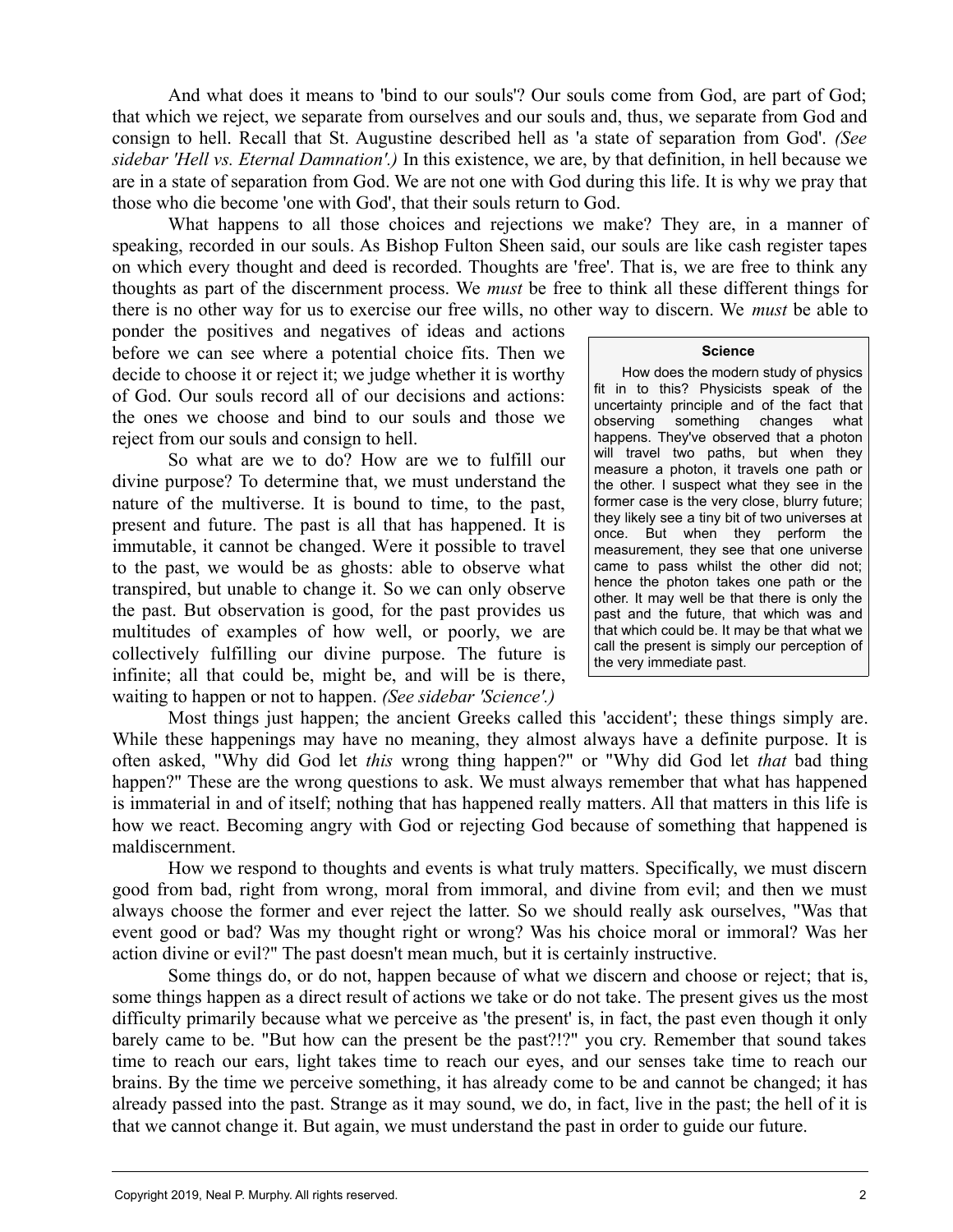And what does it means to 'bind to our souls'? Our souls come from God, are part of God; that which we reject, we separate from ourselves and our souls and, thus, we separate from God and consign to hell. Recall that St. Augustine described hell as 'a state of separation from God'. *(See sidebar 'Hell vs. Eternal Damnation'.)* In this existence, we are, by that definition, in hell because we are in a state of separation from God. We are not one with God during this life. It is why we pray that those who die become 'one with God', that their souls return to God.

What happens to all those choices and rejections we make? They are, in a manner of speaking, recorded in our souls. As Bishop Fulton Sheen said, our souls are like cash register tapes on which every thought and deed is recorded. Thoughts are 'free'. That is, we are free to think any thoughts as part of the discernment process. We *must* be free to think all these different things for there is no other way for us to exercise our free wills, no other way to discern. We *must* be able to ponder the positives and negatives of ideas and actions before we can see where a potential choice fits. Then we decide to choose it or reject it; we judge whether it is worthy of God. Our souls record all of our decisions and actions: the ones we choose and bind to our souls and those we reject from our souls and consign to hell.

So what are we to do? How are we to fulfill our divine purpose? To determine that, we must understand the nature of the multiverse. It is bound to time, to the past, present and future. The past is all that has happened. It is immutable, it cannot be changed. Were it possible to travel to the past, we would be as ghosts: able to observe what transpired, but unable to change it. So we can only observe the past. But observation is good, for the past provides us multitudes of examples of how well, or poorly, we are collectively fulfilling our divine purpose. The future is infinite; all that could be, might be, and will be is there, waiting to happen or not to happen. *(See sidebar 'Science'.)*

> **Science**
>
> How does the modern study of physics fit in to this? Physicists speak of the uncertainty principle and of the fact that observing something changes what happens. They've observed that a photon will travel two paths, but when they measure a photon, it travels one path or the other. I suspect what they see in the former case is the very close, blurry future; they likely see a tiny bit of two universes at once. But when they perform the measurement, they see that one universe came to pass whilst the other did not; hence the photon takes one path or the other. It may well be that there is only the past and the future, that which was and that which could be. It may be that what we call the present is simply our perception of the very immediate past.

Most things just happen; the ancient Greeks called this 'accident'; these things simply are. While these happenings may have no meaning, they almost always have a definite purpose. It is often asked, "Why did God let *this* wrong thing happen?" or "Why did God let *that* bad thing happen?" These are the wrong questions to ask. We must always remember that what has happened is immaterial in and of itself; nothing that has happened really matters. All that matters in this life is how we react. Becoming angry with God or rejecting God because of something that happened is maldiscernment.

How we respond to thoughts and events is what truly matters. Specifically, we must discern good from bad, right from wrong, moral from immoral, and divine from evil; and then we must always choose the former and ever reject the latter. So we should really ask ourselves, "Was that event good or bad? Was my thought right or wrong? Was his choice moral or immoral? Was her action divine or evil?" The past doesn't mean much, but it is certainly instructive.

Some things do, or do not, happen because of what we discern and choose or reject; that is, some things happen as a direct result of actions we take or do not take. The present gives us the most difficulty primarily because what we perceive as 'the present' is, in fact, the past even though it only barely came to be. "But how can the present be the past?!?" you cry. Remember that sound takes time to reach our ears, light takes time to reach our eyes, and our senses take time to reach our brains. By the time we perceive something, it has already come to be and cannot be changed; it has already passed into the past. Strange as it may sound, we do, in fact, live in the past; the hell of it is that we cannot change it. But again, we must understand the past in order to guide our future.

Copyright 2019, Neal P. Murphy. All rights reserved.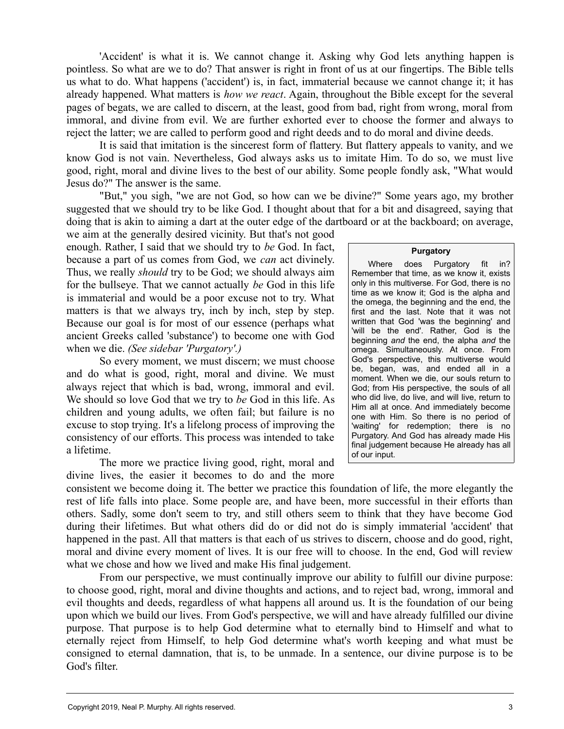'Accident' is what it is. We cannot change it. Asking why God lets anything happen is pointless. So what are we to do? That answer is right in front of us at our fingertips. The Bible tells us what to do. What happens ('accident') is, in fact, immaterial because we cannot change it; it has already happened. What matters is *how we react*. Again, throughout the Bible except for the several pages of begats, we are called to discern, at the least, good from bad, right from wrong, moral from immoral, and divine from evil. We are further exhorted ever to choose the former and always to reject the latter; we are called to perform good and right deeds and to do moral and divine deeds.

It is said that imitation is the sincerest form of flattery. But flattery appeals to vanity, and we know God is not vain. Nevertheless, God always asks us to imitate Him. To do so, we must live good, right, moral and divine lives to the best of our ability. Some people fondly ask, "What would Jesus do?" The answer is the same.

"But," you sigh, "we are not God, so how can we be divine?" Some years ago, my brother suggested that we should try to be like God. I thought about that for a bit and disagreed, saying that doing that is akin to aiming a dart at the outer edge of the dartboard or at the backboard; on average, we aim at the generally desired vicinity. But that's not good enough. Rather, I said that we should try to *be* God. In fact, because a part of us comes from God, we *can* act divinely. Thus, we really *should* try to be God; we should always aim for the bullseye. That we cannot actually *be* God in this life is immaterial and would be a poor excuse not to try. What matters is that we always try, inch by inch, step by step. Because our goal is for most of our essence (perhaps what ancient Greeks called 'substance') to become one with God when we die. *(See sidebar 'Purgatory'.)*

So every moment, we must discern; we must choose and do what is good, right, moral and divine. We must always reject that which is bad, wrong, immoral and evil. We should so love God that we try to *be* God in this life. As children and young adults, we often fail; but failure is no excuse to stop trying. It's a lifelong process of improving the consistency of our efforts. This process was intended to take a lifetime.

The more we practice living good, right, moral and divine lives, the easier it becomes to do and the more consistent we become doing it. The better we practice this foundation of life, the more elegantly the rest of life falls into place. Some people are, and have been, more successful in their efforts than others. Sadly, some don't seem to try, and still others seem to think that they have become God during their lifetimes. But what others did do or did not do is simply immaterial 'accident' that happened in the past. All that matters is that each of us strives to discern, choose and do good, right, moral and divine every moment of lives. It is our free will to choose. In the end, God will review what we chose and how we lived and make His final judgement.

From our perspective, we must continually improve our ability to fulfill our divine purpose: to choose good, right, moral and divine thoughts and actions, and to reject bad, wrong, immoral and evil thoughts and deeds, regardless of what happens all around us. It is the foundation of our being upon which we build our lives. From God's perspective, we will and have already fulfilled our divine purpose. That purpose is to help God determine what to eternally bind to Himself and what to eternally reject from Himself, to help God determine what's worth keeping and what must be consigned to eternal damnation, that is, to be unmade. In a sentence, our divine purpose is to be God's filter.

> **Purgatory**
>
> Where does Purgatory fit in? Remember that time, as we know it, exists only in this multiverse. For God, there is no time as we know it; God is the alpha and the omega, the beginning and the end, the first and the last. Note that it was not written that God 'was the beginning' and 'will be the end'. Rather, God is the beginning *and* the end, the alpha *and* the omega. Simultaneously. At once. From God's perspective, this multiverse would be, began, was, and ended all in a moment. When we die, our souls return to God; from His perspective, the souls of all who did live, do live, and will live, return to Him all at once. And immediately become one with Him. So there is no period of 'waiting' for redemption; there is no Purgatory. And God has already made His final judgement because He already has all of our input.

Copyright 2019, Neal P. Murphy. All rights reserved.